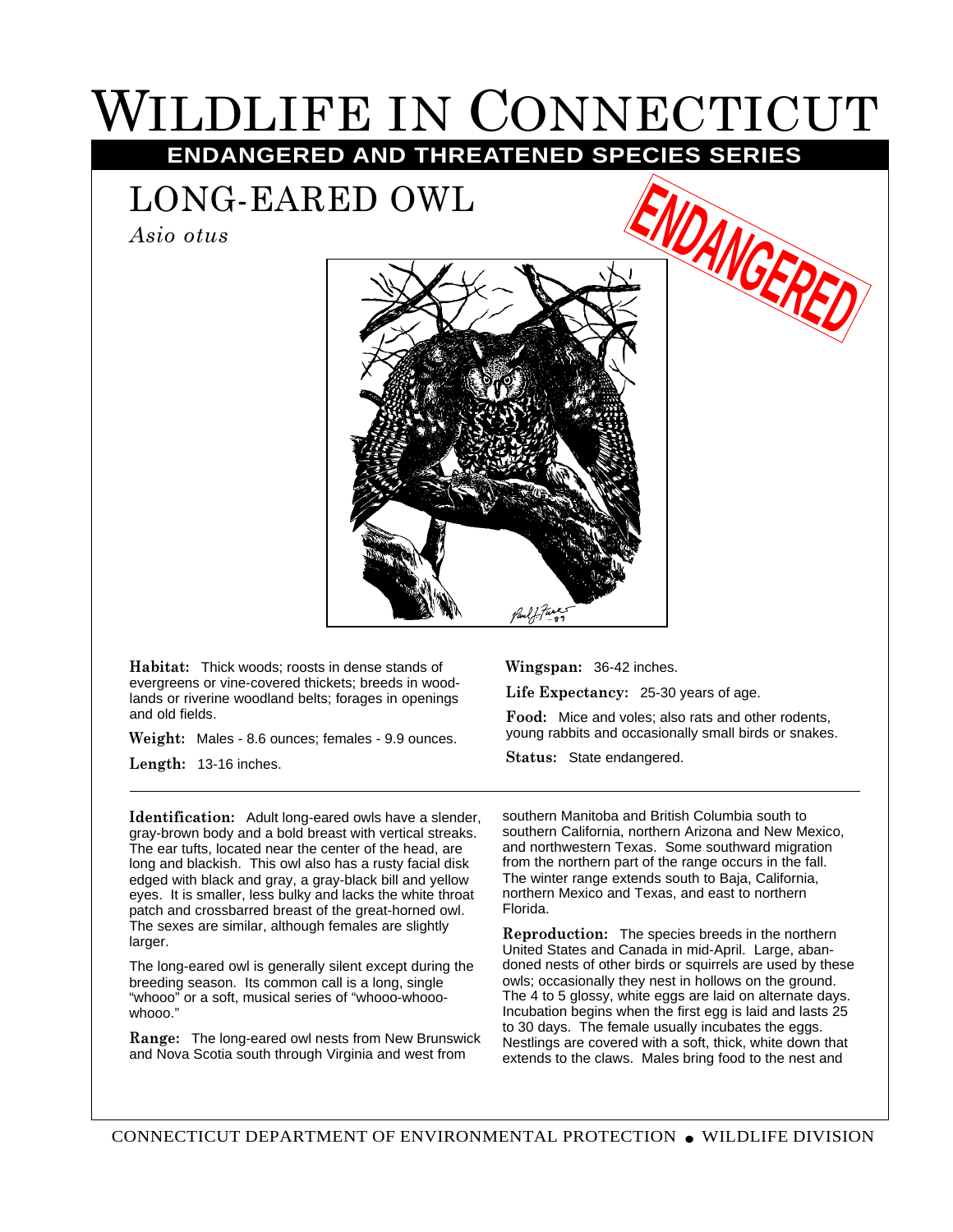# Wildlife in Connecticut

**ENDANGERED AND THREATENED SPECIES SERIES**

## LONG-EARED OWL

*Asio otus*

ENDANGERED

**Habitat:** Thick woods; roosts in dense stands of evergreens or vine-covered thickets; breeds in woodlands or riverine woodland belts; forages in openings and old fields.

**Weight:** Males - 8.6 ounces; females - 9.9 ounces.

**Length:** 13-16 inches.

**Wingspan:** 36-42 inches.

**Life Expectancy:** 25-30 years of age.

**Food:** Mice and voles; also rats and other rodents, young rabbits and occasionally small birds or snakes.

**Status:** State endangered.

---

**Identification:** Adult long-eared owls have a slender, gray-brown body and a bold breast with vertical streaks. The ear tufts, located near the center of the head, are long and blackish. This owl also has a rusty facial disk edged with black and gray, a gray-black bill and yellow eyes. It is smaller, less bulky and lacks the white throat patch and crossbarred breast of the great-horned owl. The sexes are similar, although females are slightly larger.

The long-eared owl is generally silent except during the breeding season. Its common call is a long, single "whooo" or a soft, musical series of "whooo-whooo-whooo."

**Range:** The long-eared owl nests from New Brunswick and Nova Scotia south through Virginia and west from southern Manitoba and British Columbia south to southern California, northern Arizona and New Mexico, and northwestern Texas. Some southward migration from the northern part of the range occurs in the fall. The winter range extends south to Baja, California, northern Mexico and Texas, and east to northern Florida.

**Reproduction:** The species breeds in the northern United States and Canada in mid-April. Large, abandoned nests of other birds or squirrels are used by these owls; occasionally they nest in hollows on the ground. The 4 to 5 glossy, white eggs are laid on alternate days. Incubation begins when the first egg is laid and lasts 25 to 30 days. The female usually incubates the eggs. Nestlings are covered with a soft, thick, white down that extends to the claws. Males bring food to the nest and

CONNECTICUT DEPARTMENT OF ENVIRONMENTAL PROTECTION • WILDLIFE DIVISION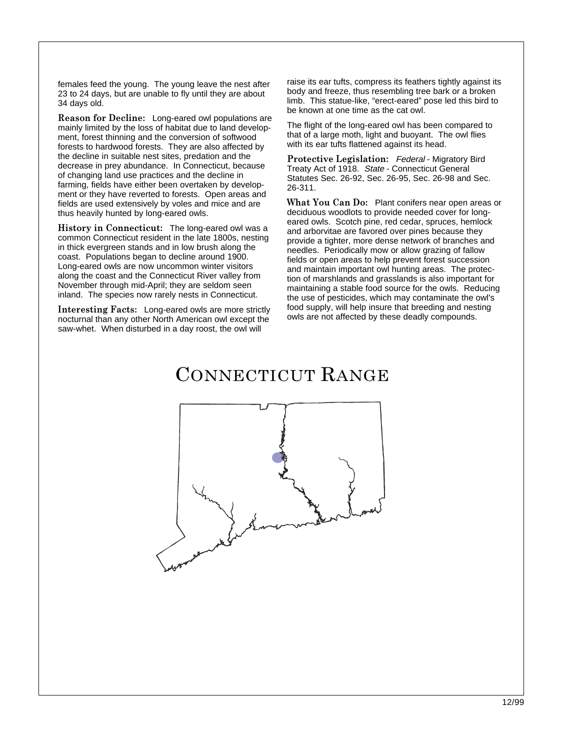females feed the young. The young leave the nest after 23 to 24 days, but are unable to fly until they are about 34 days old.

**Reason for Decline:** Long-eared owl populations are mainly limited by the loss of habitat due to land development, forest thinning and the conversion of softwood forests to hardwood forests. They are also affected by the decline in suitable nest sites, predation and the decrease in prey abundance. In Connecticut, because of changing land use practices and the decline in farming, fields have either been overtaken by development or they have reverted to forests. Open areas and fields are used extensively by voles and mice and are thus heavily hunted by long-eared owls.

**History in Connecticut:** The long-eared owl was a common Connecticut resident in the late 1800s, nesting in thick evergreen stands and in low brush along the coast. Populations began to decline around 1900. Long-eared owls are now uncommon winter visitors along the coast and the Connecticut River valley from November through mid-April; they are seldom seen inland. The species now rarely nests in Connecticut.

**Interesting Facts:** Long-eared owls are more strictly nocturnal than any other North American owl except the saw-whet. When disturbed in a day roost, the owl will raise its ear tufts, compress its feathers tightly against its body and freeze, thus resembling tree bark or a broken limb. This statue-like, "erect-eared" pose led this bird to be known at one time as the cat owl.

The flight of the long-eared owl has been compared to that of a large moth, light and buoyant. The owl flies with its ear tufts flattened against its head.

**Protective Legislation:** *Federal* - Migratory Bird Treaty Act of 1918. *State* - Connecticut General Statutes Sec. 26-92, Sec. 26-95, Sec. 26-98 and Sec. 26-311.

**What You Can Do:** Plant conifers near open areas or deciduous woodlots to provide needed cover for long-eared owls. Scotch pine, red cedar, spruces, hemlock and arborvitae are favored over pines because they provide a tighter, more dense network of branches and needles. Periodically mow or allow grazing of fallow fields or open areas to help prevent forest succession and maintain important owl hunting areas. The protection of marshlands and grasslands is also important for maintaining a stable food source for the owls. Reducing the use of pesticides, which may contaminate the owl's food supply, will help insure that breeding and nesting owls are not affected by these deadly compounds.

## Connecticut Range

12/99